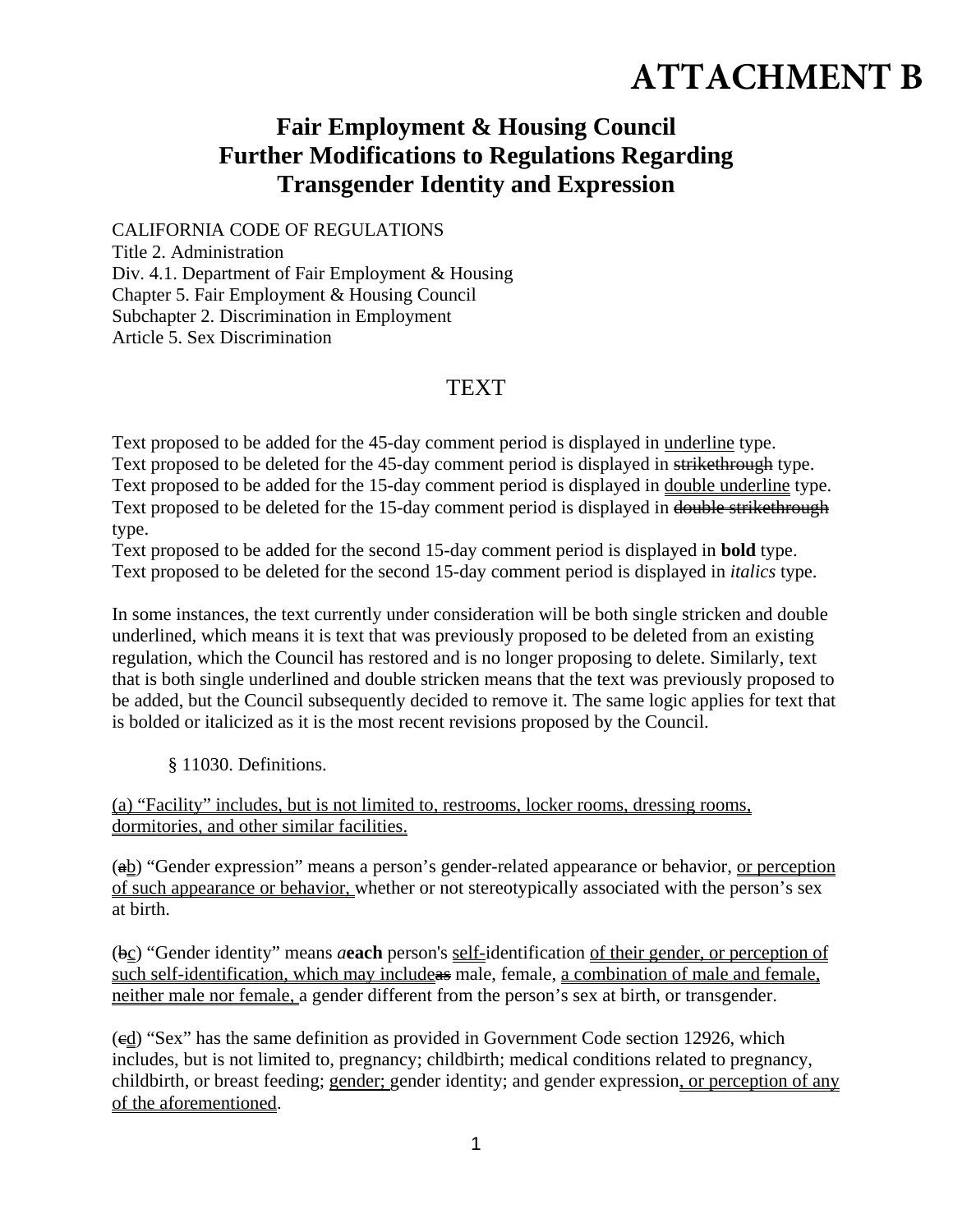# ATTACHMENT B

## Fair Employment & Housing Council
## Further Modifications to Regulations Regarding Transgender Identity and Expression

CALIFORNIA CODE OF REGULATIONS
Title 2. Administration
Div. 4.1. Department of Fair Employment & Housing
Chapter 5. Fair Employment & Housing Council
Subchapter 2. Discrimination in Employment
Article 5. Sex Discrimination

### TEXT

Text proposed to be added for the 45-day comment period is displayed in <u>underline</u> type.
Text proposed to be deleted for the 45-day comment period is displayed in ~~strikethrough~~ type.
Text proposed to be added for the 15-day comment period is displayed in <u>double underline</u> type.
Text proposed to be deleted for the 15-day comment period is displayed in ~~double strikethrough~~ type.
Text proposed to be added for the second 15-day comment period is displayed in **bold** type.
Text proposed to be deleted for the second 15-day comment period is displayed in *italics* type.

In some instances, the text currently under consideration will be both single stricken and double underlined, which means it is text that was previously proposed to be deleted from an existing regulation, which the Council has restored and is no longer proposing to delete. Similarly, text that is both single underlined and double stricken means that the text was previously proposed to be added, but the Council subsequently decided to remove it. The same logic applies for text that is bolded or italicized as it is the most recent revisions proposed by the Council.

§ 11030. Definitions.

<u>(a) "Facility" includes, but is not limited to, restrooms, locker rooms, dressing rooms, dormitories, and other similar facilities.</u>

(~~a~~<u>b</u>) "Gender expression" means a person's gender-related appearance or behavior, <u>or perception of such appearance or behavior,</u> whether or not stereotypically associated with the person's sex at birth.

(~~b~~<u>c</u>) "Gender identity" means *a* **each** person's <u>self-</u>identification <u>of their gender, or perception of such self-identification, which may include</u>~~as~~ male, female, <u>a combination of male and female, neither male nor female,</u> a gender different from the person's sex at birth, or transgender.

(~~c~~<u>d</u>) "Sex" has the same definition as provided in Government Code section 12926, which includes, but is not limited to, pregnancy; childbirth; medical conditions related to pregnancy, childbirth, or breast feeding; <u>gender;</u> gender identity; and gender expression<u>, or perception of any of the aforementioned</u>.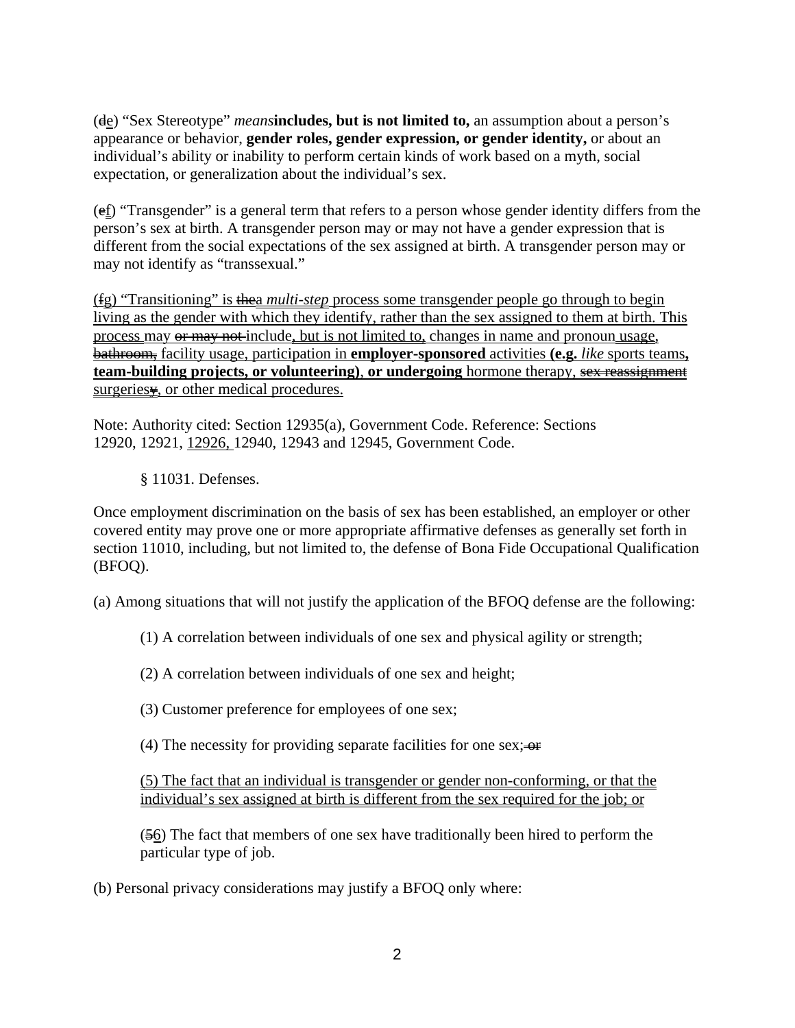(~~d~~e) “Sex Stereotype” *means***includes, but is not limited to,** an assumption about a person’s appearance or behavior, **gender roles, gender expression, or gender identity,** or about an individual’s ability or inability to perform certain kinds of work based on a myth, social expectation, or generalization about the individual’s sex.

(~~e~~f) “Transgender” is a general term that refers to a person whose gender identity differs from the person’s sex at birth. A transgender person may or may not have a gender expression that is different from the social expectations of the sex assigned at birth. A transgender person may or may not identify as “transsexual.”

(~~f~~g) “Transitioning” is ~~the~~a *multi-step* process some transgender people go through to begin living as the gender with which they identify, rather than the sex assigned to them at birth. This process may ~~or may not~~ include, but is not limited to, changes in name and pronoun usage, ~~bathroom,~~ facility usage, participation in **employer-sponsored** activities **(e.g.** *like* sports teams**, team-building projects, or volunteering)**, **or undergoing** hormone therapy, ~~sex reassignment~~ surgerie~~y~~s, or other medical procedures.

Note: Authority cited: Section 12935(a), Government Code. Reference: Sections 12920, 12921, 12926, 12940, 12943 and 12945, Government Code.

§ 11031. Defenses.

Once employment discrimination on the basis of sex has been established, an employer or other covered entity may prove one or more appropriate affirmative defenses as generally set forth in section 11010, including, but not limited to, the defense of Bona Fide Occupational Qualification (BFOQ).

(a) Among situations that will not justify the application of the BFOQ defense are the following:

(1) A correlation between individuals of one sex and physical agility or strength;

(2) A correlation between individuals of one sex and height;

(3) Customer preference for employees of one sex;

(4) The necessity for providing separate facilities for one sex; ~~or~~

(5) The fact that an individual is transgender or gender non-conforming, or that the individual’s sex assigned at birth is different from the sex required for the job; or

(~~5~~6) The fact that members of one sex have traditionally been hired to perform the particular type of job.

(b) Personal privacy considerations may justify a BFOQ only where: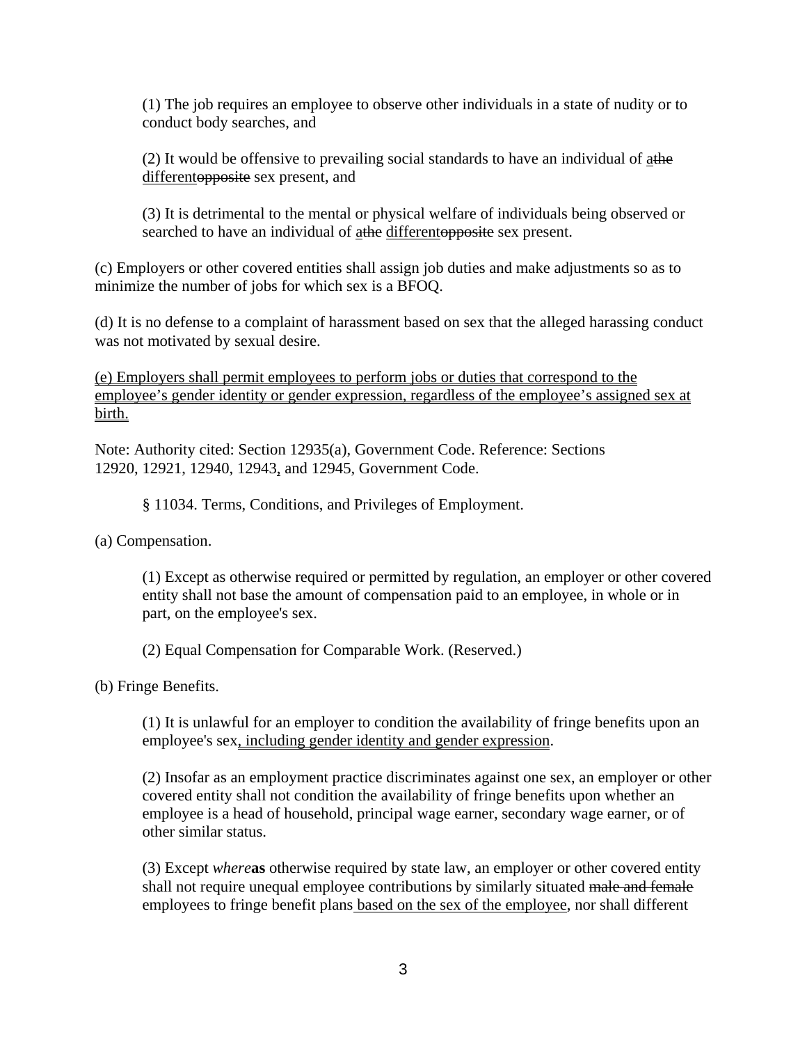(1) The job requires an employee to observe other individuals in a state of nudity or to conduct body searches, and

(2) It would be offensive to prevailing social standards to have an individual of <u>a</u>~~the~~ <u>different</u>~~opposite~~ sex present, and

(3) It is detrimental to the mental or physical welfare of individuals being observed or searched to have an individual of <u>a</u>~~the~~ <u>different</u>~~opposite~~ sex present.

(c) Employers or other covered entities shall assign job duties and make adjustments so as to minimize the number of jobs for which sex is a BFOQ.

(d) It is no defense to a complaint of harassment based on sex that the alleged harassing conduct was not motivated by sexual desire.

<u>(e) Employers shall permit employees to perform jobs or duties that correspond to the employee's gender identity or gender expression, regardless of the employee's assigned sex at birth.</u>

Note: Authority cited: Section 12935(a), Government Code. Reference: Sections 12920, 12921, 12940, 12943<u>,</u> and 12945, Government Code.

§ 11034. Terms, Conditions, and Privileges of Employment.

(a) Compensation.

(1) Except as otherwise required or permitted by regulation, an employer or other covered entity shall not base the amount of compensation paid to an employee, in whole or in part, on the employee's sex.

(2) Equal Compensation for Comparable Work. (Reserved.)

(b) Fringe Benefits.

(1) It is unlawful for an employer to condition the availability of fringe benefits upon an employee's sex<u>, including gender identity and gender expression</u>.

(2) Insofar as an employment practice discriminates against one sex, an employer or other covered entity shall not condition the availability of fringe benefits upon whether an employee is a head of household, principal wage earner, secondary wage earner, or of other similar status.

(3) Except *where***as** otherwise required by state law, an employer or other covered entity shall not require unequal employee contributions by similarly situated ~~male and female~~ employees to fringe benefit plans<u> based on the sex of the employee</u>, nor shall different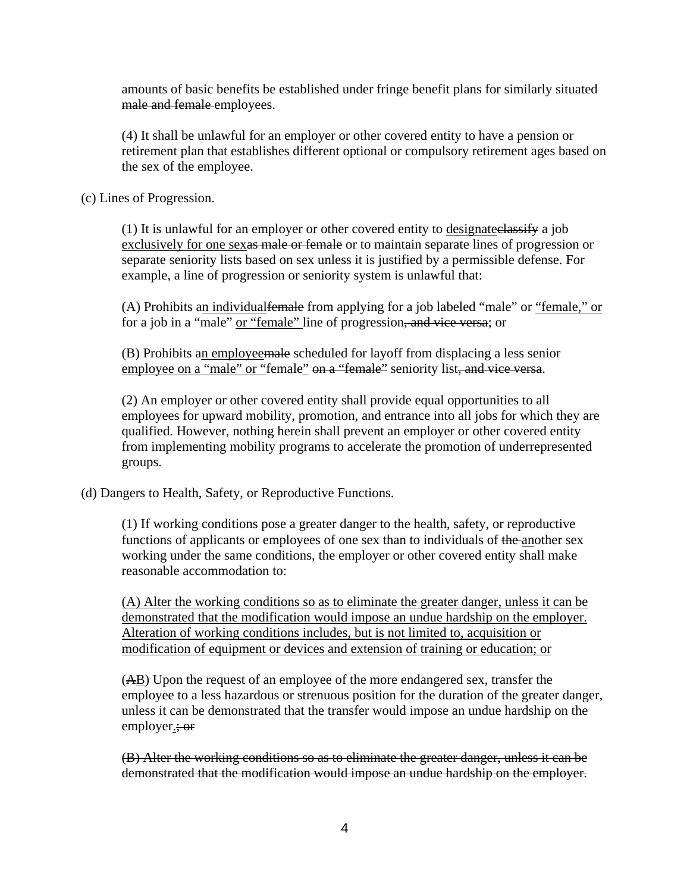amounts of basic benefits be established under fringe benefit plans for similarly situated ~~male and female~~ employees.

(4) It shall be unlawful for an employer or other covered entity to have a pension or retirement plan that establishes different optional or compulsory retirement ages based on the sex of the employee.

(c) Lines of Progression.

(1) It is unlawful for an employer or other covered entity to <u>designate</u>~~classify~~ a job <u>exclusively for one sex</u>~~as male or female~~ or to maintain separate lines of progression or separate seniority lists based on sex unless it is justified by a permissible defense. For example, a line of progression or seniority system is unlawful that:

(A) Prohibits a<u>n individual</u>~~female~~ from applying for a job labeled "male" or <u>"female," or</u> for a job in a "male" <u>or "female"</u> line of progression~~, and vice versa~~; or

(B) Prohibits a<u>n employee</u>~~male~~ scheduled for layoff from displacing a less senior <u>employee on a "male" or "</u>female<u>"</u> ~~on a "female"~~ seniority list~~, and vice versa~~.

(2) An employer or other covered entity shall provide equal opportunities to all employees for upward mobility, promotion, and entrance into all jobs for which they are qualified. However, nothing herein shall prevent an employer or other covered entity from implementing mobility programs to accelerate the promotion of underrepresented groups.

(d) Dangers to Health, Safety, or Reproductive Functions.

(1) If working conditions pose a greater danger to the health, safety, or reproductive functions of applicants or employees of one sex than to individuals of ~~the~~ <u>an</u>other sex working under the same conditions, the employer or other covered entity shall make reasonable accommodation to:

<u>(A) Alter the working conditions so as to eliminate the greater danger, unless it can be demonstrated that the modification would impose an undue hardship on the employer. Alteration of working conditions includes, but is not limited to, acquisition or modification of equipment or devices and extension of training or education; or</u>

(~~A~~<u>B</u>) Upon the request of an employee of the more endangered sex, transfer the employee to a less hazardous or strenuous position for the duration of the greater danger, unless it can be demonstrated that the transfer would impose an undue hardship on the employer<u>.</u>~~; or~~

~~(B) Alter the working conditions so as to eliminate the greater danger, unless it can be demonstrated that the modification would impose an undue hardship on the employer.~~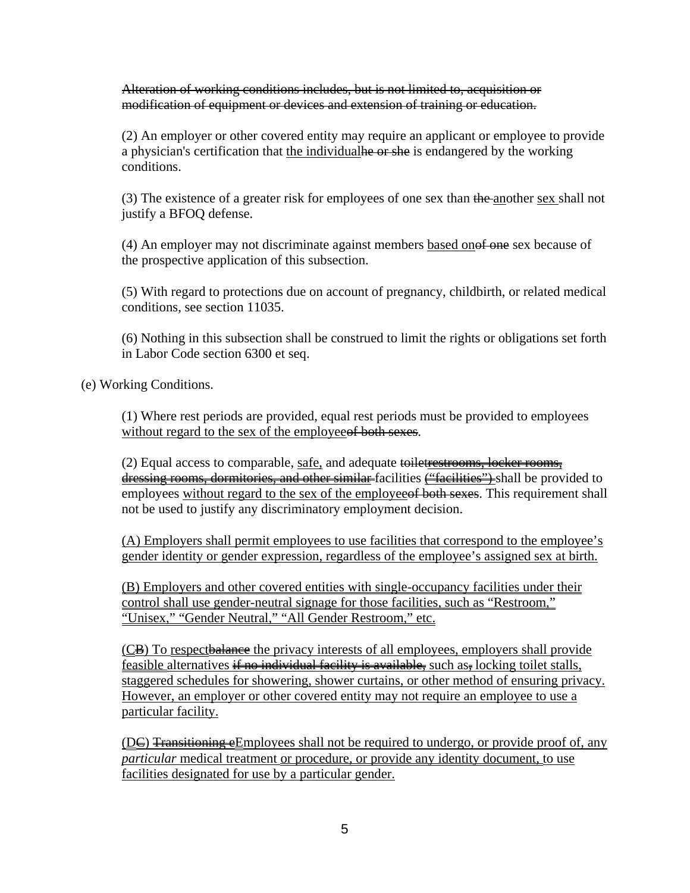~~Alteration of working conditions includes, but is not limited to, acquisition or modification of equipment or devices and extension of training or education.~~

(2) An employer or other covered entity may require an applicant or employee to provide a physician's certification that <u>the individual</u>~~he or she~~ is endangered by the working conditions.

(3) The existence of a greater risk for employees of one sex than ~~the~~ <u>an</u>other <u>sex</u> shall not justify a BFOQ defense.

(4) An employer may not discriminate against members <u>based on</u>~~of one~~ sex because of the prospective application of this subsection.

(5) With regard to protections due on account of pregnancy, childbirth, or related medical conditions, see section 11035.

(6) Nothing in this subsection shall be construed to limit the rights or obligations set forth in Labor Code section 6300 et seq.

(e) Working Conditions.

(1) Where rest periods are provided, equal rest periods must be provided to employees <u>without regard to the sex of the employee</u>~~of both sexes~~.

(2) Equal access to comparable, <u>safe,</u> and adequate ~~toilet~~~~<u>restrooms, locker rooms, dressing rooms, dormitories, and other similar</u>~~ facilities ~~<u>("facilities")</u>~~ shall be provided to employees <u>without regard to the sex of the employee</u>~~of both sexes~~. This requirement shall not be used to justify any discriminatory employment decision.

<u>(A) Employers shall permit employees to use facilities that correspond to the employee's gender identity or gender expression, regardless of the employee's assigned sex at birth.</u>

<u>(B) Employers and other covered entities with single-occupancy facilities under their control shall use gender-neutral signage for those facilities, such as "Restroom," "Unisex," "Gender Neutral," "All Gender Restroom," etc.</u>

<u>(C</u>~~B~~<u>) To</u> <u>respect</u>~~balance~~ <u>the privacy interests of all employees, employers shall provide</u> <u>feasible</u> <u>alternatives</u> ~~if no individual facility is available,~~ <u>such as</u>~~,~~ <u>locking toilet stalls, staggered schedules for showering, shower curtains, or other method of ensuring privacy. However, an employer or other covered entity may not require an employee to use a particular facility.</u>

<u>(D</u>~~C~~<u>)</u> ~~Transitioning e~~<u>Employees shall not be required to undergo, or provide proof of, any</u> *particular* <u>medical treatment or procedure, or provide any identity document, to use facilities designated for use by a particular gender.</u>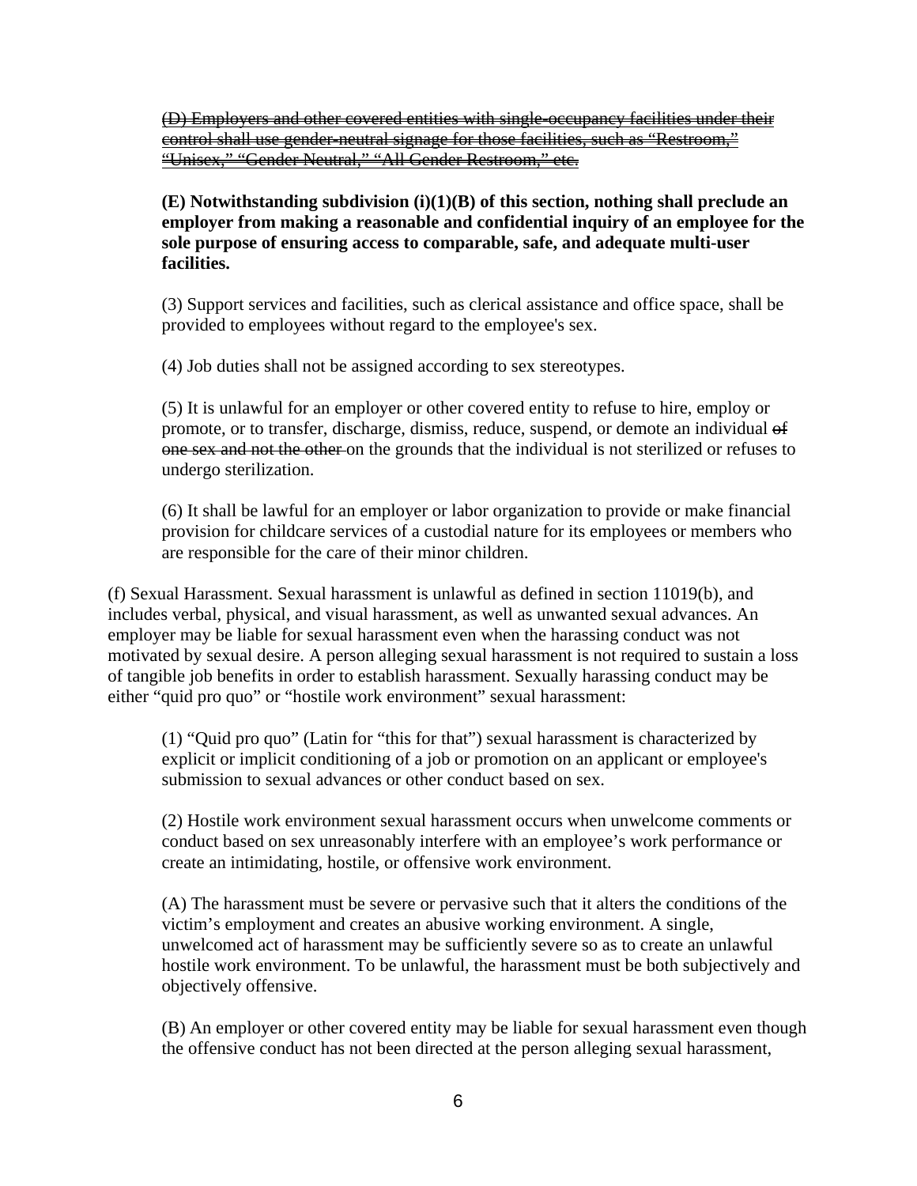~~(D) Employers and other covered entities with single-occupancy facilities under their control shall use gender-neutral signage for those facilities, such as "Restroom," "Unisex," "Gender Neutral," "All Gender Restroom," etc.~~

**(E) Notwithstanding subdivision (i)(1)(B) of this section, nothing shall preclude an employer from making a reasonable and confidential inquiry of an employee for the sole purpose of ensuring access to comparable, safe, and adequate multi-user facilities.**

(3) Support services and facilities, such as clerical assistance and office space, shall be provided to employees without regard to the employee's sex.

(4) Job duties shall not be assigned according to sex stereotypes.

(5) It is unlawful for an employer or other covered entity to refuse to hire, employ or promote, or to transfer, discharge, dismiss, reduce, suspend, or demote an individual ~~of one sex and not the other~~ on the grounds that the individual is not sterilized or refuses to undergo sterilization.

(6) It shall be lawful for an employer or labor organization to provide or make financial provision for childcare services of a custodial nature for its employees or members who are responsible for the care of their minor children.

(f) Sexual Harassment. Sexual harassment is unlawful as defined in section 11019(b), and includes verbal, physical, and visual harassment, as well as unwanted sexual advances. An employer may be liable for sexual harassment even when the harassing conduct was not motivated by sexual desire. A person alleging sexual harassment is not required to sustain a loss of tangible job benefits in order to establish harassment. Sexually harassing conduct may be either "quid pro quo" or "hostile work environment" sexual harassment:

(1) "Quid pro quo" (Latin for "this for that") sexual harassment is characterized by explicit or implicit conditioning of a job or promotion on an applicant or employee's submission to sexual advances or other conduct based on sex.

(2) Hostile work environment sexual harassment occurs when unwelcome comments or conduct based on sex unreasonably interfere with an employee's work performance or create an intimidating, hostile, or offensive work environment.

(A) The harassment must be severe or pervasive such that it alters the conditions of the victim's employment and creates an abusive working environment. A single, unwelcomed act of harassment may be sufficiently severe so as to create an unlawful hostile work environment. To be unlawful, the harassment must be both subjectively and objectively offensive.

(B) An employer or other covered entity may be liable for sexual harassment even though the offensive conduct has not been directed at the person alleging sexual harassment,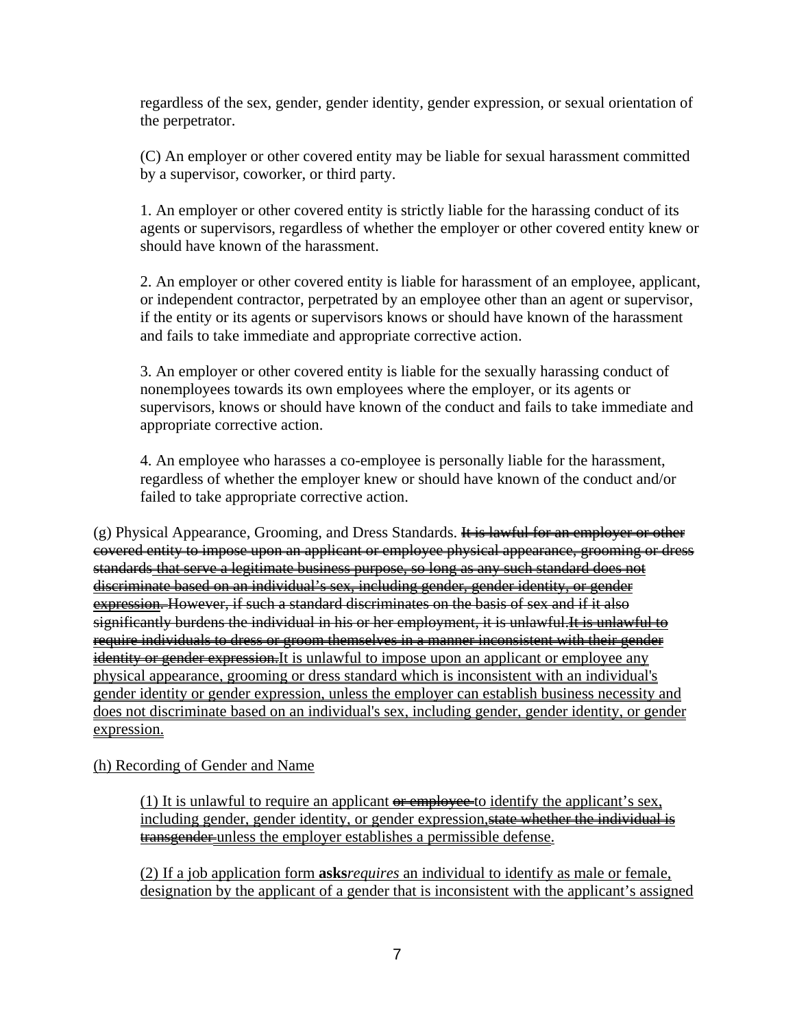regardless of the sex, gender, gender identity, gender expression, or sexual orientation of the perpetrator.

(C) An employer or other covered entity may be liable for sexual harassment committed by a supervisor, coworker, or third party.

1. An employer or other covered entity is strictly liable for the harassing conduct of its agents or supervisors, regardless of whether the employer or other covered entity knew or should have known of the harassment.

2. An employer or other covered entity is liable for harassment of an employee, applicant, or independent contractor, perpetrated by an employee other than an agent or supervisor, if the entity or its agents or supervisors knows or should have known of the harassment and fails to take immediate and appropriate corrective action.

3. An employer or other covered entity is liable for the sexually harassing conduct of nonemployees towards its own employees where the employer, or its agents or supervisors, knows or should have known of the conduct and fails to take immediate and appropriate corrective action.

4. An employee who harasses a co-employee is personally liable for the harassment, regardless of whether the employer knew or should have known of the conduct and/or failed to take appropriate corrective action.

(g) Physical Appearance, Grooming, and Dress Standards. ~~It is lawful for an employer or other covered entity to impose upon an applicant or employee physical appearance, grooming or dress standards that serve a legitimate business purpose, so long as any such standard does not discriminate based on an individual's sex, including gender, gender identity, or gender expression.~~ ~~However, if such a standard discriminates on the basis of sex and if it also significantly burdens the individual in his or her employment, it is unlawful.~~~~It is unlawful to require individuals to dress or groom themselves in a manner inconsistent with their gender identity or gender expression.~~<u>It is unlawful to impose upon an applicant or employee any physical appearance, grooming or dress standard which is inconsistent with an individual's gender identity or gender expression, unless the employer can establish business necessity and does not discriminate based on an individual's sex, including gender, gender identity, or gender expression.</u>

<u>(h) Recording of Gender and Name</u>

(1) It is unlawful to require an applicant ~~or employee~~ to <u>identify the applicant's sex, including gender, gender identity, or gender expression,</u>~~state whether the individual is transgender~~ <u>unless the employer establishes a permissible defense.</u>

<u>(2) If a job application form **asks***requires* an individual to identify as male or female, designation by the applicant of a gender that is inconsistent with the applicant's assigned</u>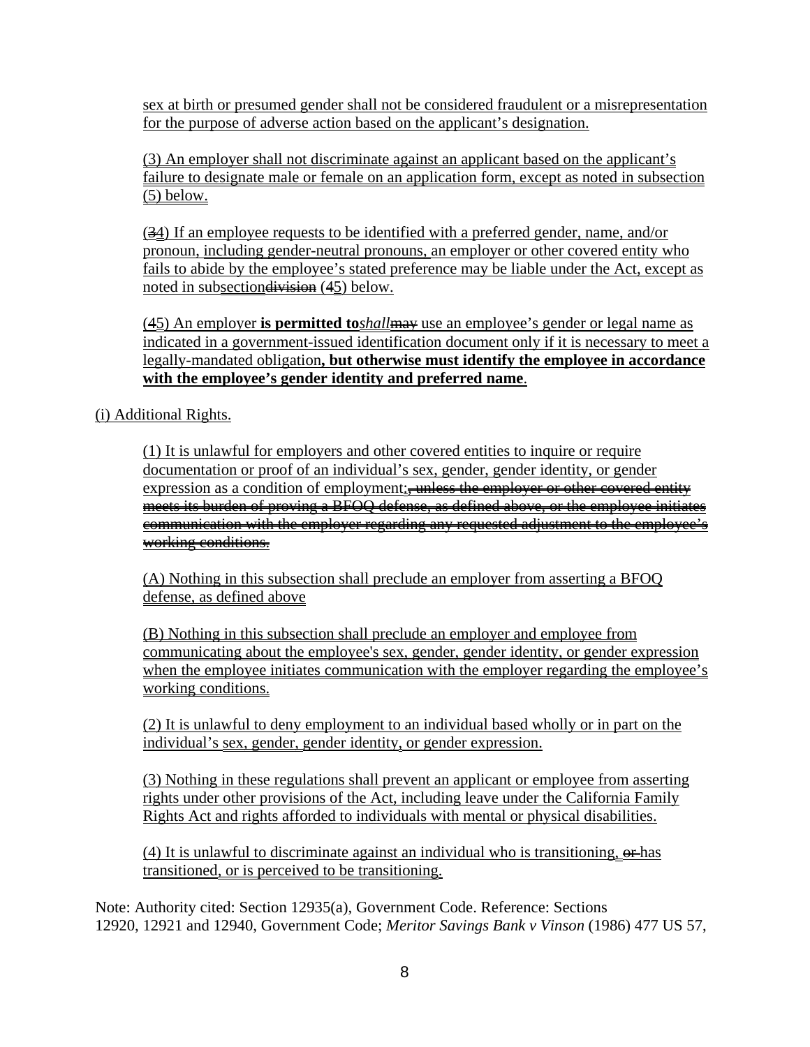sex at birth or presumed gender shall not be considered fraudulent or a misrepresentation for the purpose of adverse action based on the applicant's designation.

(3) An employer shall not discriminate against an applicant based on the applicant's failure to designate male or female on an application form, except as noted in subsection (5) below.

(~~3~~4) If an employee requests to be identified with a preferred gender, name, and/or pronoun, including gender-neutral pronouns, an employer or other covered entity who fails to abide by the employee's stated preference may be liable under the Act, except as noted in subsection~~division~~ (~~4~~5) below.

(~~4~~5) An employer **is permitted to***shall*~~may~~ use an employee's gender or legal name as indicated in a government-issued identification document only if it is necessary to meet a legally-mandated obligation**, but otherwise must identify the employee in accordance with the employee's gender identity and preferred name**.

(i) Additional Rights.

(1) It is unlawful for employers and other covered entities to inquire or require documentation or proof of an individual's sex, gender, gender identity, or gender expression as a condition of employment;~~, unless the employer or other covered entity meets its burden of proving a BFOQ defense, as defined above, or the employee initiates communication with the employer regarding any requested adjustment to the employee's working conditions.~~

(A) Nothing in this subsection shall preclude an employer from asserting a BFOQ defense, as defined above

(B) Nothing in this subsection shall preclude an employer and employee from communicating about the employee's sex, gender, gender identity, or gender expression when the employee initiates communication with the employer regarding the employee's working conditions.

(2) It is unlawful to deny employment to an individual based wholly or in part on the individual's sex, gender, gender identity, or gender expression.

(3) Nothing in these regulations shall prevent an applicant or employee from asserting rights under other provisions of the Act, including leave under the California Family Rights Act and rights afforded to individuals with mental or physical disabilities.

(4) It is unlawful to discriminate against an individual who is transitioning, ~~or~~ has transitioned, or is perceived to be transitioning.

Note: Authority cited: Section 12935(a), Government Code. Reference: Sections 12920, 12921 and 12940, Government Code; *Meritor Savings Bank v Vinson* (1986) 477 US 57,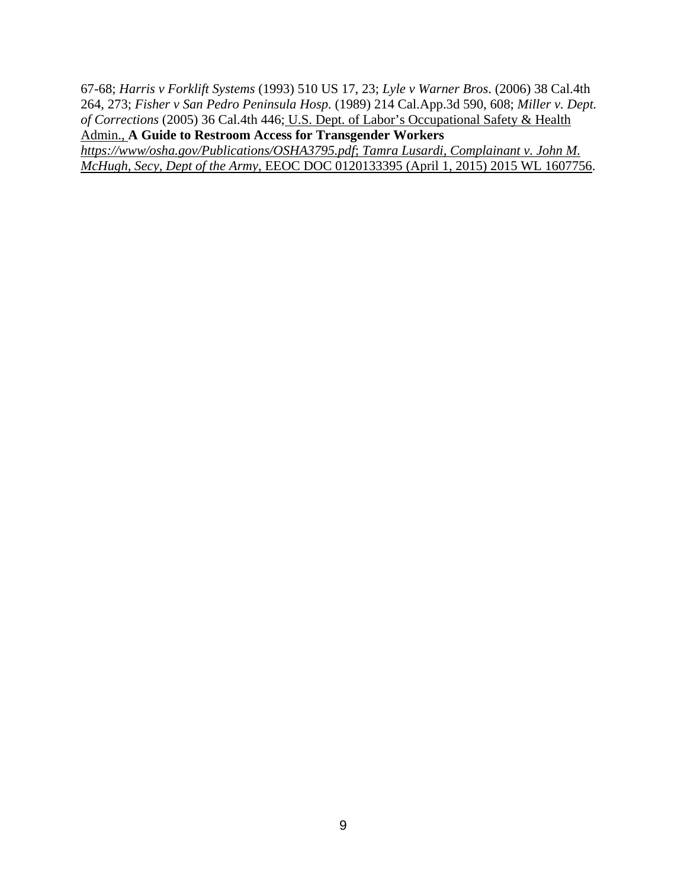67-68; *Harris v Forklift Systems* (1993) 510 US 17, 23; *Lyle v Warner Bros*. (2006) 38 Cal.4th 264, 273; *Fisher v San Pedro Peninsula Hosp.* (1989) 214 Cal.App.3d 590, 608; *Miller v. Dept. of Corrections* (2005) 36 Cal.4th 446; U.S. Dept. of Labor's Occupational Safety & Health Admin., **A Guide to Restroom Access for Transgender Workers** *https://www/osha.gov/Publications/OSHA3795.pdf*; *Tamra Lusardi, Complainant v. John M. McHugh, Secy, Dept of the Army*, EEOC DOC 0120133395 (April 1, 2015) 2015 WL 1607756.